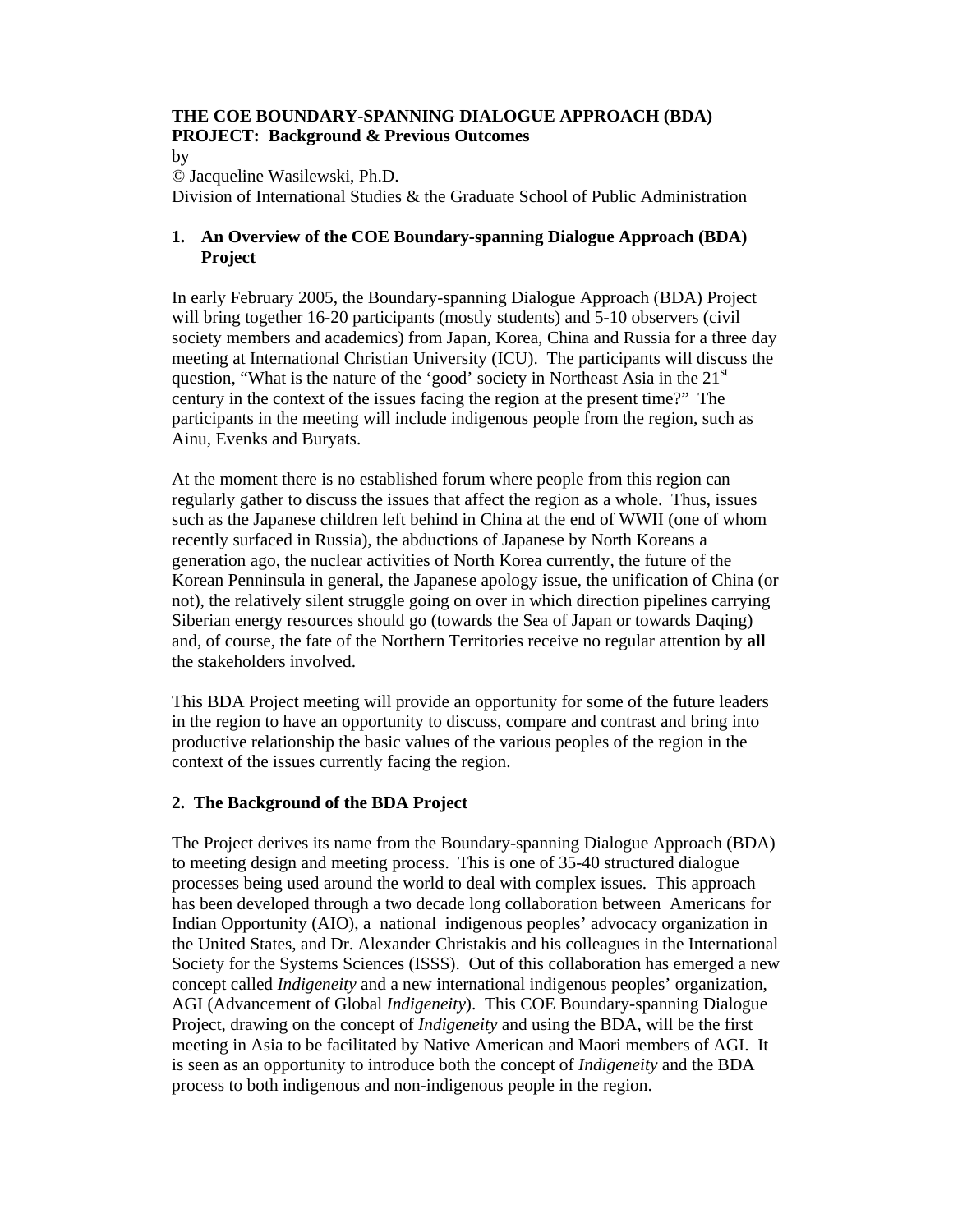# THE COE BOUNDARY-SPANNING DIALOGUE APPROACH (BDA) PROJECT: Background & Previous Outcomes

by

© Jacqueline Wasilewski, Ph.D.

Division of International Studies & the Graduate School of Public Administration

## 1. An Overview of the COE Boundary-spanning Dialogue Approach (BDA) Project

In early February 2005, the Boundary-spanning Dialogue Approach (BDA) Project will bring together 16-20 participants (mostly students) and 5-10 observers (civil society members and academics) from Japan, Korea, China and Russia for a three day meeting at International Christian University (ICU). The participants will discuss the question, "What is the nature of the 'good' society in Northeast Asia in the 21st century in the context of the issues facing the region at the present time?" The participants in the meeting will include indigenous people from the region, such as Ainu, Evenks and Buryats.

At the moment there is no established forum where people from this region can regularly gather to discuss the issues that affect the region as a whole. Thus, issues such as the Japanese children left behind in China at the end of WWII (one of whom recently surfaced in Russia), the abductions of Japanese by North Koreans a generation ago, the nuclear activities of North Korea currently, the future of the Korean Penninsula in general, the Japanese apology issue, the unification of China (or not), the relatively silent struggle going on over in which direction pipelines carrying Siberian energy resources should go (towards the Sea of Japan or towards Daqing) and, of course, the fate of the Northern Territories receive no regular attention by **all** the stakeholders involved.

This BDA Project meeting will provide an opportunity for some of the future leaders in the region to have an opportunity to discuss, compare and contrast and bring into productive relationship the basic values of the various peoples of the region in the context of the issues currently facing the region.

## 2. The Background of the BDA Project

The Project derives its name from the Boundary-spanning Dialogue Approach (BDA) to meeting design and meeting process. This is one of 35-40 structured dialogue processes being used around the world to deal with complex issues. This approach has been developed through a two decade long collaboration between Americans for Indian Opportunity (AIO), a national indigenous peoples' advocacy organization in the United States, and Dr. Alexander Christakis and his colleagues in the International Society for the Systems Sciences (ISSS). Out of this collaboration has emerged a new concept called *Indigeneity* and a new international indigenous peoples' organization, AGI (Advancement of Global *Indigeneity*). This COE Boundary-spanning Dialogue Project, drawing on the concept of *Indigeneity* and using the BDA, will be the first meeting in Asia to be facilitated by Native American and Maori members of AGI. It is seen as an opportunity to introduce both the concept of *Indigeneity* and the BDA process to both indigenous and non-indigenous people in the region.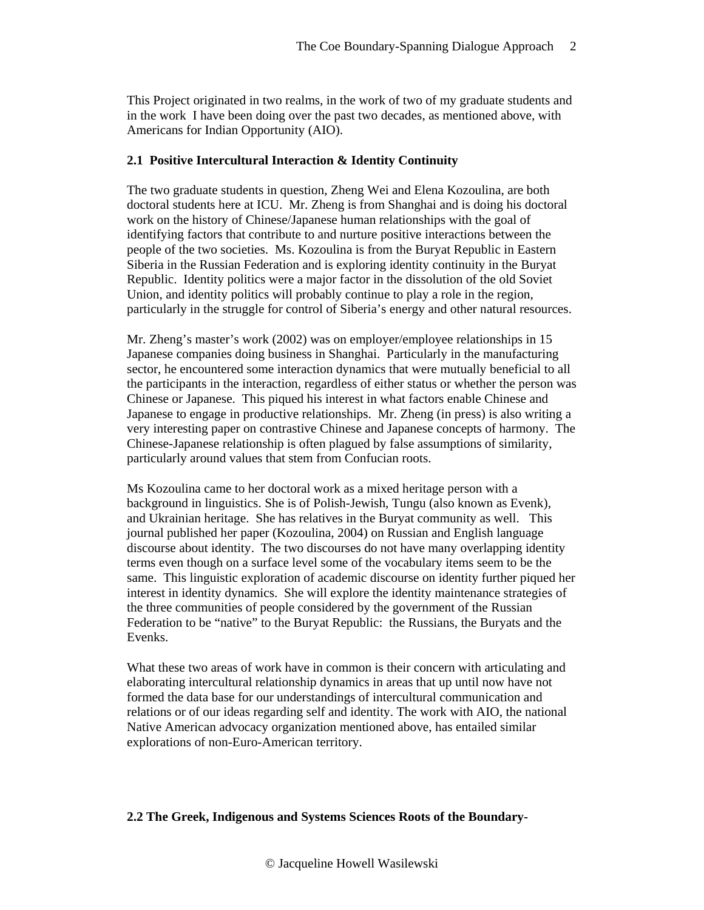This Project originated in two realms, in the work of two of my graduate students and in the work I have been doing over the past two decades, as mentioned above, with Americans for Indian Opportunity (AIO).

### 2.1 Positive Intercultural Interaction & Identity Continuity

The two graduate students in question, Zheng Wei and Elena Kozoulina, are both doctoral students here at ICU. Mr. Zheng is from Shanghai and is doing his doctoral work on the history of Chinese/Japanese human relationships with the goal of identifying factors that contribute to and nurture positive interactions between the people of the two societies. Ms. Kozoulina is from the Buryat Republic in Eastern Siberia in the Russian Federation and is exploring identity continuity in the Buryat Republic. Identity politics were a major factor in the dissolution of the old Soviet Union, and identity politics will probably continue to play a role in the region, particularly in the struggle for control of Siberia's energy and other natural resources.

Mr. Zheng's master's work (2002) was on employer/employee relationships in 15 Japanese companies doing business in Shanghai. Particularly in the manufacturing sector, he encountered some interaction dynamics that were mutually beneficial to all the participants in the interaction, regardless of either status or whether the person was Chinese or Japanese. This piqued his interest in what factors enable Chinese and Japanese to engage in productive relationships. Mr. Zheng (in press) is also writing a very interesting paper on contrastive Chinese and Japanese concepts of harmony. The Chinese-Japanese relationship is often plagued by false assumptions of similarity, particularly around values that stem from Confucian roots.

Ms Kozoulina came to her doctoral work as a mixed heritage person with a background in linguistics. She is of Polish-Jewish, Tungu (also known as Evenk), and Ukrainian heritage. She has relatives in the Buryat community as well. This journal published her paper (Kozoulina, 2004) on Russian and English language discourse about identity. The two discourses do not have many overlapping identity terms even though on a surface level some of the vocabulary items seem to be the same. This linguistic exploration of academic discourse on identity further piqued her interest in identity dynamics. She will explore the identity maintenance strategies of the three communities of people considered by the government of the Russian Federation to be "native" to the Buryat Republic: the Russians, the Buryats and the Evenks.

What these two areas of work have in common is their concern with articulating and elaborating intercultural relationship dynamics in areas that up until now have not formed the data base for our understandings of intercultural communication and relations or of our ideas regarding self and identity. The work with AIO, the national Native American advocacy organization mentioned above, has entailed similar explorations of non-Euro-American territory.

### 2.2 The Greek, Indigenous and Systems Sciences Roots of the Boundary-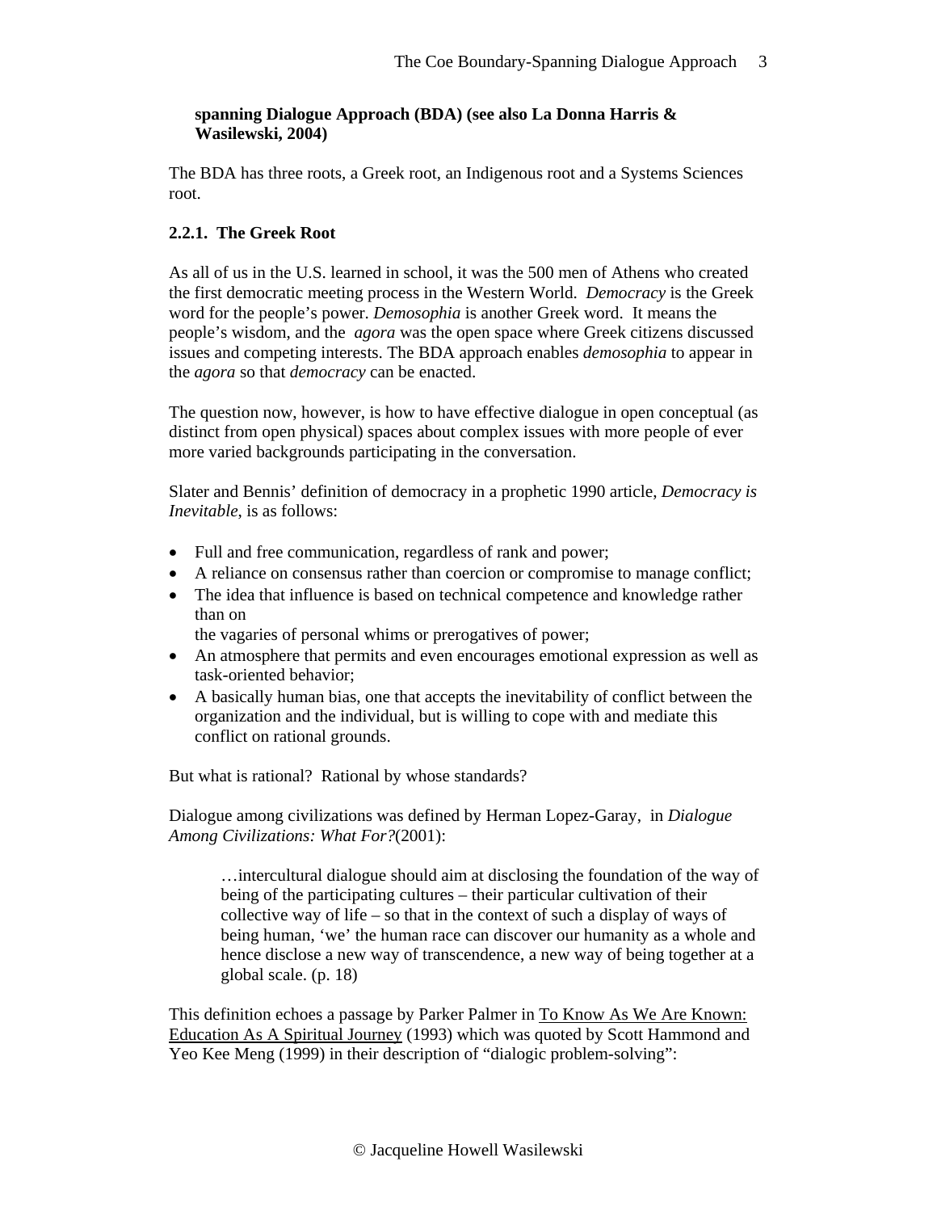**spanning Dialogue Approach (BDA) (see also La Donna Harris & Wasilewski, 2004)**

The BDA has three roots, a Greek root, an Indigenous root and a Systems Sciences root.

### 2.2.1. The Greek Root

As all of us in the U.S. learned in school, it was the 500 men of Athens who created the first democratic meeting process in the Western World. *Democracy* is the Greek word for the people's power. *Demosophia* is another Greek word. It means the people's wisdom, and the *agora* was the open space where Greek citizens discussed issues and competing interests. The BDA approach enables *demosophia* to appear in the *agora* so that *democracy* can be enacted.

The question now, however, is how to have effective dialogue in open conceptual (as distinct from open physical) spaces about complex issues with more people of ever more varied backgrounds participating in the conversation.

Slater and Bennis' definition of democracy in a prophetic 1990 article, *Democracy is Inevitable*, is as follows:

- Full and free communication, regardless of rank and power;
- A reliance on consensus rather than coercion or compromise to manage conflict;
- The idea that influence is based on technical competence and knowledge rather than on
  the vagaries of personal whims or prerogatives of power;
- An atmosphere that permits and even encourages emotional expression as well as task-oriented behavior;
- A basically human bias, one that accepts the inevitability of conflict between the organization and the individual, but is willing to cope with and mediate this conflict on rational grounds.

But what is rational? Rational by whose standards?

Dialogue among civilizations was defined by Herman Lopez-Garay, in *Dialogue Among Civilizations: What For?*(2001):

> …intercultural dialogue should aim at disclosing the foundation of the way of being of the participating cultures – their particular cultivation of their collective way of life – so that in the context of such a display of ways of being human, 'we' the human race can discover our humanity as a whole and hence disclose a new way of transcendence, a new way of being together at a global scale. (p. 18)

This definition echoes a passage by Parker Palmer in To Know As We Are Known: Education As A Spiritual Journey (1993) which was quoted by Scott Hammond and Yeo Kee Meng (1999) in their description of "dialogic problem-solving":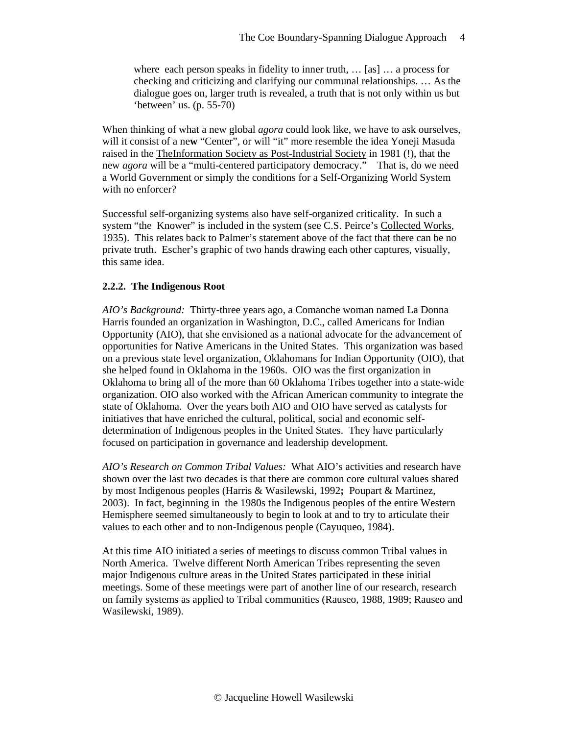> where each person speaks in fidelity to inner truth, … [as] … a process for checking and criticizing and clarifying our communal relationships. … As the dialogue goes on, larger truth is revealed, a truth that is not only within us but 'between' us. (p. 55-70)

When thinking of what a new global *agora* could look like, we have to ask ourselves, will it consist of a ne**w** "Center", or will "it" more resemble the idea Yoneji Masuda raised in the TheInformation Society as Post-Industrial Society in 1981 (!), that the new *agora* will be a "multi-centered participatory democracy." That is, do we need a World Government or simply the conditions for a Self-Organizing World System with no enforcer?

Successful self-organizing systems also have self-organized criticality. In such a system "the Knower" is included in the system (see C.S. Peirce's Collected Works, 1935). This relates back to Palmer's statement above of the fact that there can be no private truth. Escher's graphic of two hands drawing each other captures, visually, this same idea.

### 2.2.2. The Indigenous Root

*AIO's Background:* Thirty-three years ago, a Comanche woman named La Donna Harris founded an organization in Washington, D.C., called Americans for Indian Opportunity (AIO), that she envisioned as a national advocate for the advancement of opportunities for Native Americans in the United States. This organization was based on a previous state level organization, Oklahomans for Indian Opportunity (OIO), that she helped found in Oklahoma in the 1960s. OIO was the first organization in Oklahoma to bring all of the more than 60 Oklahoma Tribes together into a state-wide organization. OIO also worked with the African American community to integrate the state of Oklahoma. Over the years both AIO and OIO have served as catalysts for initiatives that have enriched the cultural, political, social and economic self-determination of Indigenous peoples in the United States. They have particularly focused on participation in governance and leadership development.

*AIO's Research on Common Tribal Values:* What AIO's activities and research have shown over the last two decades is that there are common core cultural values shared by most Indigenous peoples (Harris & Wasilewski, 1992**;** Poupart & Martinez, 2003). In fact, beginning in the 1980s the Indigenous peoples of the entire Western Hemisphere seemed simultaneously to begin to look at and to try to articulate their values to each other and to non-Indigenous people (Cayuqueo, 1984).

At this time AIO initiated a series of meetings to discuss common Tribal values in North America. Twelve different North American Tribes representing the seven major Indigenous culture areas in the United States participated in these initial meetings. Some of these meetings were part of another line of our research, research on family systems as applied to Tribal communities (Rauseo, 1988, 1989; Rauseo and Wasilewski, 1989).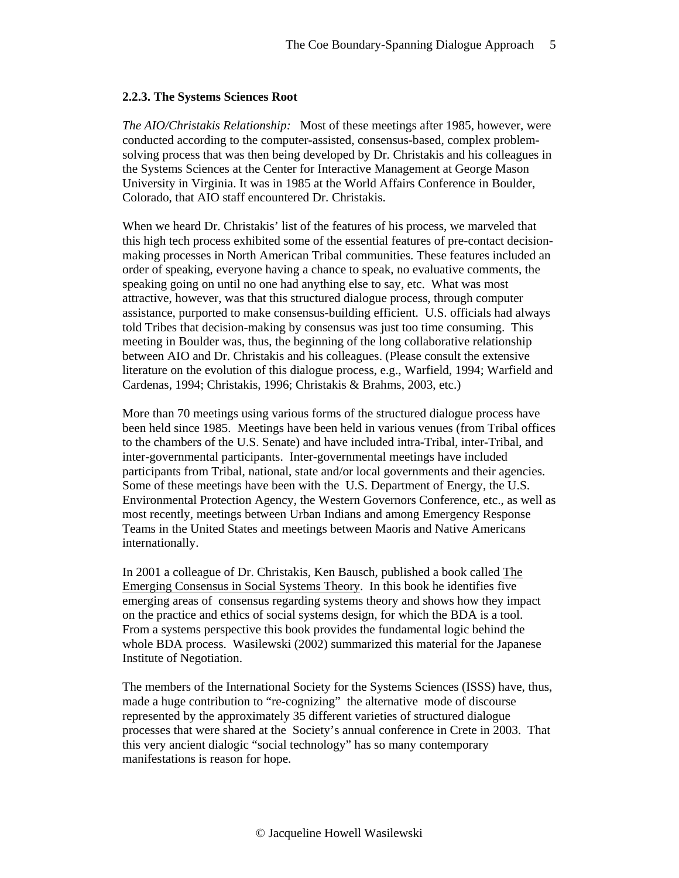### 2.2.3. The Systems Sciences Root

*The AIO/Christakis Relationship:* Most of these meetings after 1985, however, were conducted according to the computer-assisted, consensus-based, complex problem-solving process that was then being developed by Dr. Christakis and his colleagues in the Systems Sciences at the Center for Interactive Management at George Mason University in Virginia. It was in 1985 at the World Affairs Conference in Boulder, Colorado, that AIO staff encountered Dr. Christakis.

When we heard Dr. Christakis' list of the features of his process, we marveled that this high tech process exhibited some of the essential features of pre-contact decision-making processes in North American Tribal communities. These features included an order of speaking, everyone having a chance to speak, no evaluative comments, the speaking going on until no one had anything else to say, etc. What was most attractive, however, was that this structured dialogue process, through computer assistance, purported to make consensus-building efficient. U.S. officials had always told Tribes that decision-making by consensus was just too time consuming. This meeting in Boulder was, thus, the beginning of the long collaborative relationship between AIO and Dr. Christakis and his colleagues. (Please consult the extensive literature on the evolution of this dialogue process, e.g., Warfield, 1994; Warfield and Cardenas, 1994; Christakis, 1996; Christakis & Brahms, 2003, etc.)

More than 70 meetings using various forms of the structured dialogue process have been held since 1985. Meetings have been held in various venues (from Tribal offices to the chambers of the U.S. Senate) and have included intra-Tribal, inter-Tribal, and inter-governmental participants. Inter-governmental meetings have included participants from Tribal, national, state and/or local governments and their agencies. Some of these meetings have been with the U.S. Department of Energy, the U.S. Environmental Protection Agency, the Western Governors Conference, etc., as well as most recently, meetings between Urban Indians and among Emergency Response Teams in the United States and meetings between Maoris and Native Americans internationally.

In 2001 a colleague of Dr. Christakis, Ken Bausch, published a book called <u>The Emerging Consensus in Social Systems Theory</u>. In this book he identifies five emerging areas of consensus regarding systems theory and shows how they impact on the practice and ethics of social systems design, for which the BDA is a tool. From a systems perspective this book provides the fundamental logic behind the whole BDA process. Wasilewski (2002) summarized this material for the Japanese Institute of Negotiation.

The members of the International Society for the Systems Sciences (ISSS) have, thus, made a huge contribution to "re-cognizing" the alternative mode of discourse represented by the approximately 35 different varieties of structured dialogue processes that were shared at the Society's annual conference in Crete in 2003. That this very ancient dialogic "social technology" has so many contemporary manifestations is reason for hope.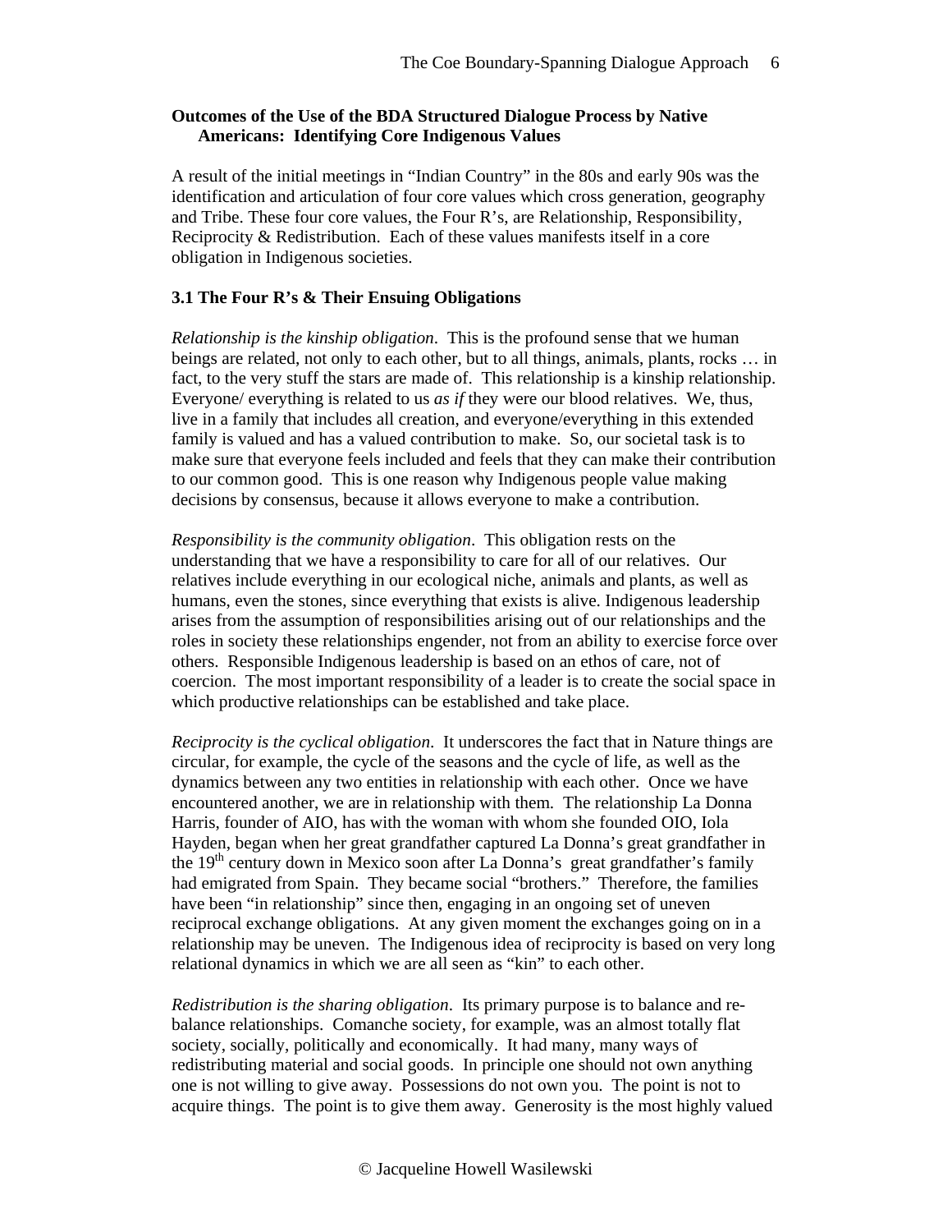**Outcomes of the Use of the BDA Structured Dialogue Process by Native Americans: Identifying Core Indigenous Values**

A result of the initial meetings in "Indian Country" in the 80s and early 90s was the identification and articulation of four core values which cross generation, geography and Tribe. These four core values, the Four R's, are Relationship, Responsibility, Reciprocity & Redistribution. Each of these values manifests itself in a core obligation in Indigenous societies.

**3.1 The Four R's & Their Ensuing Obligations**

*Relationship is the kinship obligation*. This is the profound sense that we human beings are related, not only to each other, but to all things, animals, plants, rocks … in fact, to the very stuff the stars are made of. This relationship is a kinship relationship. Everyone/ everything is related to us *as if* they were our blood relatives. We, thus, live in a family that includes all creation, and everyone/everything in this extended family is valued and has a valued contribution to make. So, our societal task is to make sure that everyone feels included and feels that they can make their contribution to our common good. This is one reason why Indigenous people value making decisions by consensus, because it allows everyone to make a contribution.

*Responsibility is the community obligation*. This obligation rests on the understanding that we have a responsibility to care for all of our relatives. Our relatives include everything in our ecological niche, animals and plants, as well as humans, even the stones, since everything that exists is alive. Indigenous leadership arises from the assumption of responsibilities arising out of our relationships and the roles in society these relationships engender, not from an ability to exercise force over others. Responsible Indigenous leadership is based on an ethos of care, not of coercion. The most important responsibility of a leader is to create the social space in which productive relationships can be established and take place.

*Reciprocity is the cyclical obligation*. It underscores the fact that in Nature things are circular, for example, the cycle of the seasons and the cycle of life, as well as the dynamics between any two entities in relationship with each other. Once we have encountered another, we are in relationship with them. The relationship La Donna Harris, founder of AIO, has with the woman with whom she founded OIO, Iola Hayden, began when her great grandfather captured La Donna's great grandfather in the 19th century down in Mexico soon after La Donna's great grandfather's family had emigrated from Spain. They became social "brothers." Therefore, the families have been "in relationship" since then, engaging in an ongoing set of uneven reciprocal exchange obligations. At any given moment the exchanges going on in a relationship may be uneven. The Indigenous idea of reciprocity is based on very long relational dynamics in which we are all seen as "kin" to each other.

*Redistribution is the sharing obligation*. Its primary purpose is to balance and re-balance relationships. Comanche society, for example, was an almost totally flat society, socially, politically and economically. It had many, many ways of redistributing material and social goods. In principle one should not own anything one is not willing to give away. Possessions do not own you. The point is not to acquire things. The point is to give them away. Generosity is the most highly valued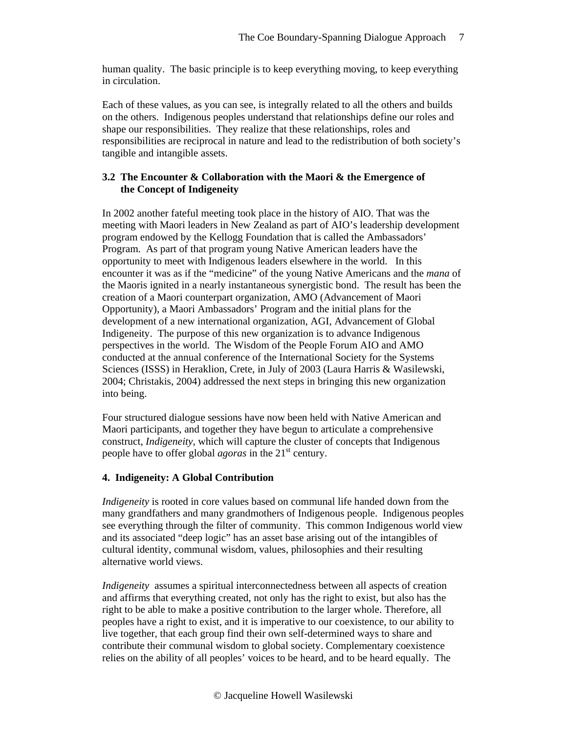human quality. The basic principle is to keep everything moving, to keep everything in circulation.

Each of these values, as you can see, is integrally related to all the others and builds on the others. Indigenous peoples understand that relationships define our roles and shape our responsibilities. They realize that these relationships, roles and responsibilities are reciprocal in nature and lead to the redistribution of both society's tangible and intangible assets.

### 3.2 The Encounter & Collaboration with the Maori & the Emergence of the Concept of Indigeneity

In 2002 another fateful meeting took place in the history of AIO. That was the meeting with Maori leaders in New Zealand as part of AIO's leadership development program endowed by the Kellogg Foundation that is called the Ambassadors' Program. As part of that program young Native American leaders have the opportunity to meet with Indigenous leaders elsewhere in the world. In this encounter it was as if the "medicine" of the young Native Americans and the *mana* of the Maoris ignited in a nearly instantaneous synergistic bond. The result has been the creation of a Maori counterpart organization, AMO (Advancement of Maori Opportunity), a Maori Ambassadors' Program and the initial plans for the development of a new international organization, AGI, Advancement of Global Indigeneity. The purpose of this new organization is to advance Indigenous perspectives in the world. The Wisdom of the People Forum AIO and AMO conducted at the annual conference of the International Society for the Systems Sciences (ISSS) in Heraklion, Crete, in July of 2003 (Laura Harris & Wasilewski, 2004; Christakis, 2004) addressed the next steps in bringing this new organization into being.

Four structured dialogue sessions have now been held with Native American and Maori participants, and together they have begun to articulate a comprehensive construct, *Indigeneity*, which will capture the cluster of concepts that Indigenous people have to offer global *agoras* in the 21st century.

## 4. Indigeneity: A Global Contribution

*Indigeneity* is rooted in core values based on communal life handed down from the many grandfathers and many grandmothers of Indigenous people. Indigenous peoples see everything through the filter of community. This common Indigenous world view and its associated "deep logic" has an asset base arising out of the intangibles of cultural identity, communal wisdom, values, philosophies and their resulting alternative world views.

*Indigeneity* assumes a spiritual interconnectedness between all aspects of creation and affirms that everything created, not only has the right to exist, but also has the right to be able to make a positive contribution to the larger whole. Therefore, all peoples have a right to exist, and it is imperative to our coexistence, to our ability to live together, that each group find their own self-determined ways to share and contribute their communal wisdom to global society. Complementary coexistence relies on the ability of all peoples' voices to be heard, and to be heard equally. The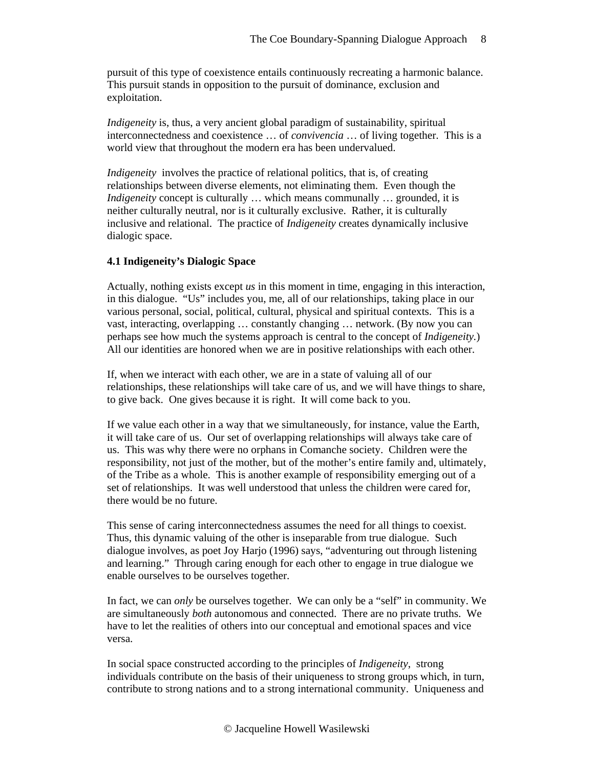pursuit of this type of coexistence entails continuously recreating a harmonic balance. This pursuit stands in opposition to the pursuit of dominance, exclusion and exploitation.

*Indigeneity* is, thus, a very ancient global paradigm of sustainability, spiritual interconnectedness and coexistence … of *convivencia* … of living together. This is a world view that throughout the modern era has been undervalued.

*Indigeneity* involves the practice of relational politics, that is, of creating relationships between diverse elements, not eliminating them. Even though the *Indigeneity* concept is culturally … which means communally … grounded, it is neither culturally neutral, nor is it culturally exclusive. Rather, it is culturally inclusive and relational. The practice of *Indigeneity* creates dynamically inclusive dialogic space.

### 4.1 Indigeneity's Dialogic Space

Actually, nothing exists except *us* in this moment in time, engaging in this interaction, in this dialogue. "Us" includes you, me, all of our relationships, taking place in our various personal, social, political, cultural, physical and spiritual contexts. This is a vast, interacting, overlapping … constantly changing … network. (By now you can perhaps see how much the systems approach is central to the concept of *Indigeneity.*) All our identities are honored when we are in positive relationships with each other.

If, when we interact with each other, we are in a state of valuing all of our relationships, these relationships will take care of us, and we will have things to share, to give back. One gives because it is right. It will come back to you.

If we value each other in a way that we simultaneously, for instance, value the Earth, it will take care of us. Our set of overlapping relationships will always take care of us. This was why there were no orphans in Comanche society. Children were the responsibility, not just of the mother, but of the mother's entire family and, ultimately, of the Tribe as a whole. This is another example of responsibility emerging out of a set of relationships. It was well understood that unless the children were cared for, there would be no future.

This sense of caring interconnectedness assumes the need for all things to coexist. Thus, this dynamic valuing of the other is inseparable from true dialogue. Such dialogue involves, as poet Joy Harjo (1996) says, "adventuring out through listening and learning." Through caring enough for each other to engage in true dialogue we enable ourselves to be ourselves together.

In fact, we can *only* be ourselves together. We can only be a "self" in community. We are simultaneously *both* autonomous and connected. There are no private truths. We have to let the realities of others into our conceptual and emotional spaces and vice versa.

In social space constructed according to the principles of *Indigeneity*, strong individuals contribute on the basis of their uniqueness to strong groups which, in turn, contribute to strong nations and to a strong international community. Uniqueness and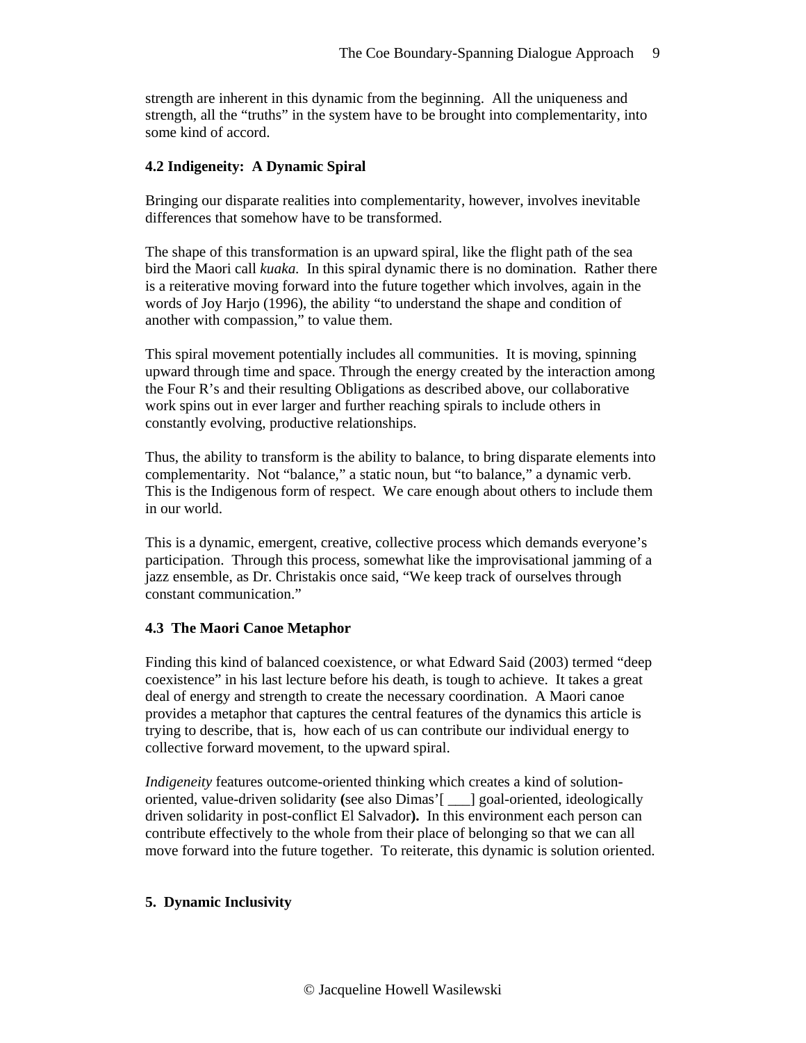strength are inherent in this dynamic from the beginning. All the uniqueness and strength, all the "truths" in the system have to be brought into complementarity, into some kind of accord.

### 4.2 Indigeneity: A Dynamic Spiral

Bringing our disparate realities into complementarity, however, involves inevitable differences that somehow have to be transformed.

The shape of this transformation is an upward spiral, like the flight path of the sea bird the Maori call *kuaka.* In this spiral dynamic there is no domination. Rather there is a reiterative moving forward into the future together which involves, again in the words of Joy Harjo (1996), the ability "to understand the shape and condition of another with compassion," to value them.

This spiral movement potentially includes all communities. It is moving, spinning upward through time and space. Through the energy created by the interaction among the Four R's and their resulting Obligations as described above, our collaborative work spins out in ever larger and further reaching spirals to include others in constantly evolving, productive relationships.

Thus, the ability to transform is the ability to balance, to bring disparate elements into complementarity. Not "balance," a static noun, but "to balance," a dynamic verb. This is the Indigenous form of respect. We care enough about others to include them in our world.

This is a dynamic, emergent, creative, collective process which demands everyone's participation. Through this process, somewhat like the improvisational jamming of a jazz ensemble, as Dr. Christakis once said, "We keep track of ourselves through constant communication."

### 4.3 The Maori Canoe Metaphor

Finding this kind of balanced coexistence, or what Edward Said (2003) termed "deep coexistence" in his last lecture before his death, is tough to achieve. It takes a great deal of energy and strength to create the necessary coordination. A Maori canoe provides a metaphor that captures the central features of the dynamics this article is trying to describe, that is, how each of us can contribute our individual energy to collective forward movement, to the upward spiral.

*Indigeneity* features outcome-oriented thinking which creates a kind of solution-oriented, value-driven solidarity **(**see also Dimas'[ ___] goal-oriented, ideologically driven solidarity in post-conflict El Salvador**).** In this environment each person can contribute effectively to the whole from their place of belonging so that we can all move forward into the future together. To reiterate, this dynamic is solution oriented.

## 5. Dynamic Inclusivity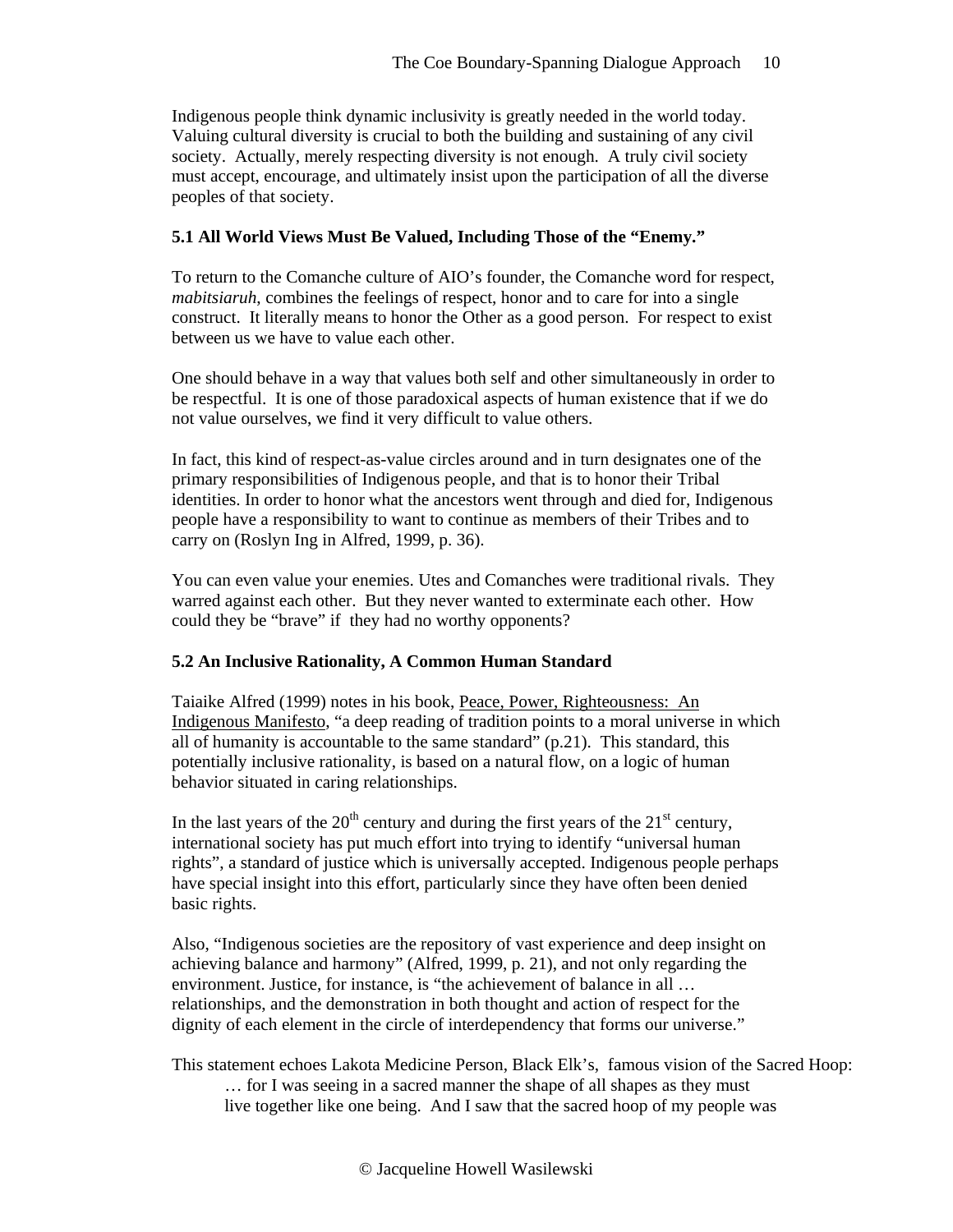Indigenous people think dynamic inclusivity is greatly needed in the world today. Valuing cultural diversity is crucial to both the building and sustaining of any civil society. Actually, merely respecting diversity is not enough. A truly civil society must accept, encourage, and ultimately insist upon the participation of all the diverse peoples of that society.

### 5.1 All World Views Must Be Valued, Including Those of the "Enemy."

To return to the Comanche culture of AIO's founder, the Comanche word for respect, *mabitsiaruh*, combines the feelings of respect, honor and to care for into a single construct. It literally means to honor the Other as a good person. For respect to exist between us we have to value each other.

One should behave in a way that values both self and other simultaneously in order to be respectful. It is one of those paradoxical aspects of human existence that if we do not value ourselves, we find it very difficult to value others.

In fact, this kind of respect-as-value circles around and in turn designates one of the primary responsibilities of Indigenous people, and that is to honor their Tribal identities. In order to honor what the ancestors went through and died for, Indigenous people have a responsibility to want to continue as members of their Tribes and to carry on (Roslyn Ing in Alfred, 1999, p. 36).

You can even value your enemies. Utes and Comanches were traditional rivals. They warred against each other. But they never wanted to exterminate each other. How could they be "brave" if they had no worthy opponents?

### 5.2 An Inclusive Rationality, A Common Human Standard

Taiaike Alfred (1999) notes in his book, <u>Peace, Power, Righteousness: An Indigenous Manifesto</u>, "a deep reading of tradition points to a moral universe in which all of humanity is accountable to the same standard" (p.21). This standard, this potentially inclusive rationality, is based on a natural flow, on a logic of human behavior situated in caring relationships.

In the last years of the 20th century and during the first years of the 21st century, international society has put much effort into trying to identify "universal human rights", a standard of justice which is universally accepted. Indigenous people perhaps have special insight into this effort, particularly since they have often been denied basic rights.

Also, "Indigenous societies are the repository of vast experience and deep insight on achieving balance and harmony" (Alfred, 1999, p. 21), and not only regarding the environment. Justice, for instance, is "the achievement of balance in all … relationships, and the demonstration in both thought and action of respect for the dignity of each element in the circle of interdependency that forms our universe."

This statement echoes Lakota Medicine Person, Black Elk's, famous vision of the Sacred Hoop:

> … for I was seeing in a sacred manner the shape of all shapes as they must live together like one being. And I saw that the sacred hoop of my people was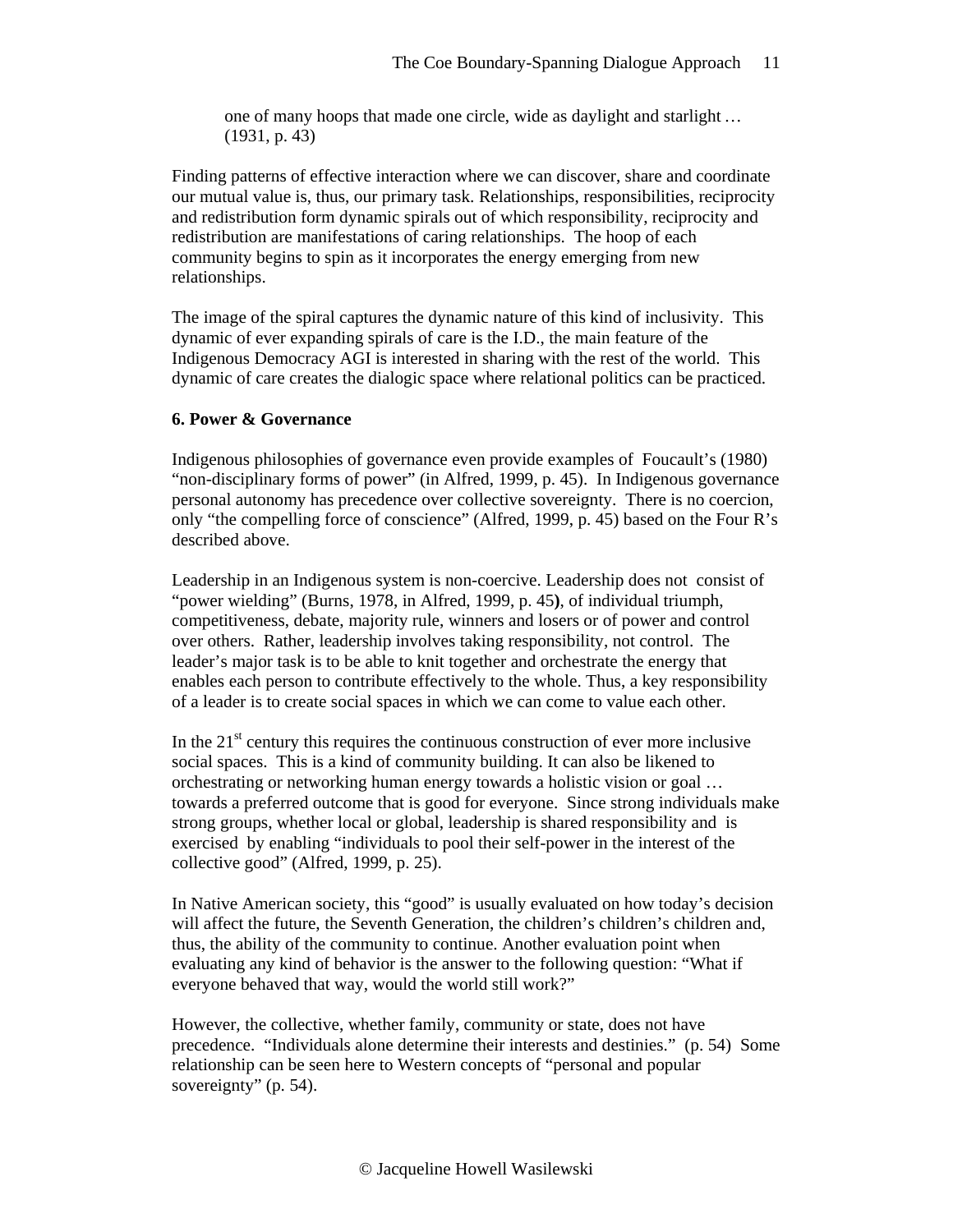> one of many hoops that made one circle, wide as daylight and starlight … (1931, p. 43)

Finding patterns of effective interaction where we can discover, share and coordinate our mutual value is, thus, our primary task. Relationships, responsibilities, reciprocity and redistribution form dynamic spirals out of which responsibility, reciprocity and redistribution are manifestations of caring relationships. The hoop of each community begins to spin as it incorporates the energy emerging from new relationships.

The image of the spiral captures the dynamic nature of this kind of inclusivity. This dynamic of ever expanding spirals of care is the I.D., the main feature of the Indigenous Democracy AGI is interested in sharing with the rest of the world. This dynamic of care creates the dialogic space where relational politics can be practiced.

**6. Power & Governance**

Indigenous philosophies of governance even provide examples of Foucault's (1980) "non-disciplinary forms of power" (in Alfred, 1999, p. 45). In Indigenous governance personal autonomy has precedence over collective sovereignty. There is no coercion, only "the compelling force of conscience" (Alfred, 1999, p. 45) based on the Four R's described above.

Leadership in an Indigenous system is non-coercive. Leadership does not consist of "power wielding" (Burns, 1978, in Alfred, 1999, p. 45**)**, of individual triumph, competitiveness, debate, majority rule, winners and losers or of power and control over others. Rather, leadership involves taking responsibility, not control. The leader's major task is to be able to knit together and orchestrate the energy that enables each person to contribute effectively to the whole. Thus, a key responsibility of a leader is to create social spaces in which we can come to value each other.

In the 21st century this requires the continuous construction of ever more inclusive social spaces. This is a kind of community building. It can also be likened to orchestrating or networking human energy towards a holistic vision or goal … towards a preferred outcome that is good for everyone. Since strong individuals make strong groups, whether local or global, leadership is shared responsibility and is exercised by enabling "individuals to pool their self-power in the interest of the collective good" (Alfred, 1999, p. 25).

In Native American society, this "good" is usually evaluated on how today's decision will affect the future, the Seventh Generation, the children's children's children and, thus, the ability of the community to continue. Another evaluation point when evaluating any kind of behavior is the answer to the following question: "What if everyone behaved that way, would the world still work?"

However, the collective, whether family, community or state, does not have precedence. "Individuals alone determine their interests and destinies." (p. 54) Some relationship can be seen here to Western concepts of "personal and popular sovereignty" (p. 54).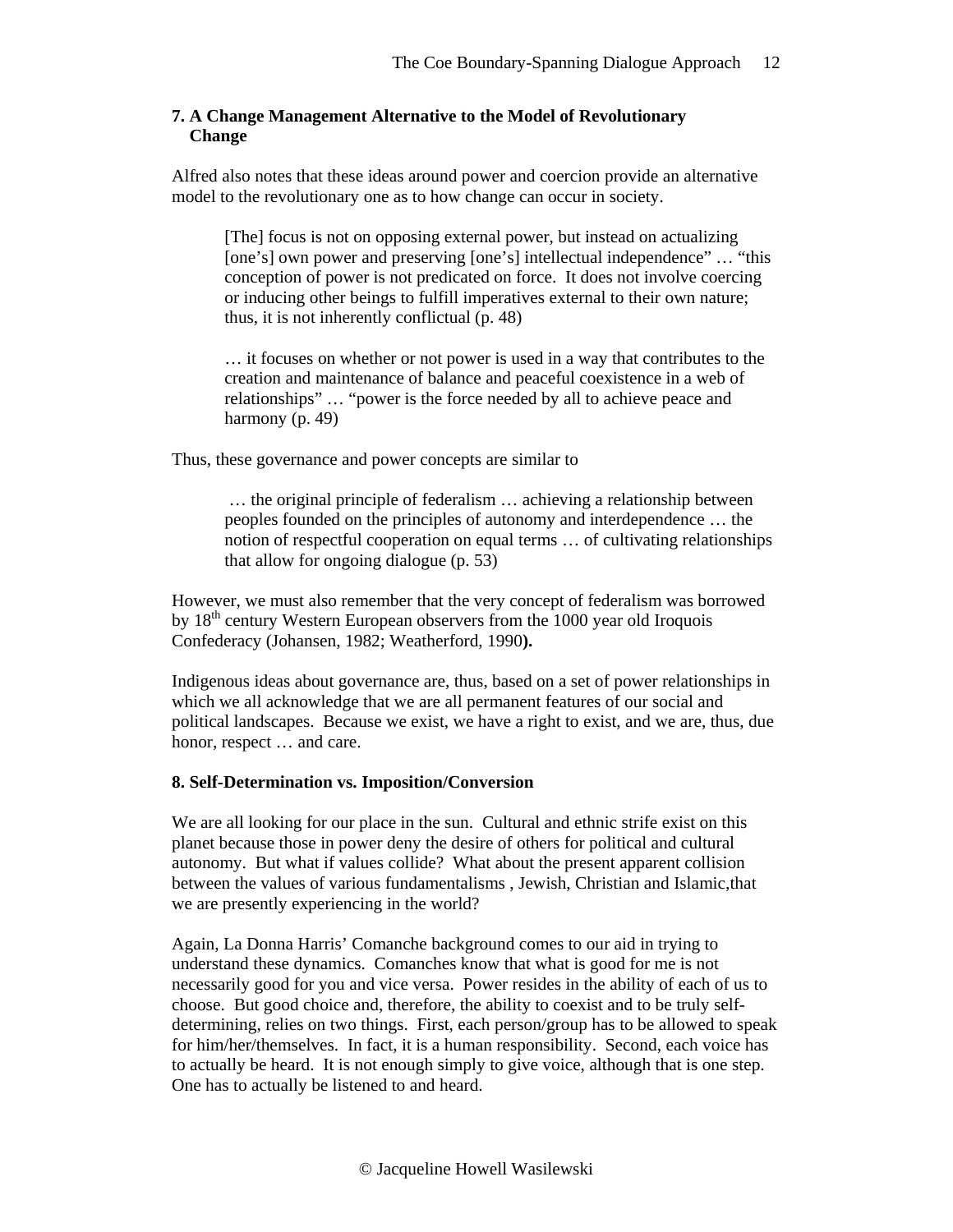## 7. A Change Management Alternative to the Model of Revolutionary Change

Alfred also notes that these ideas around power and coercion provide an alternative model to the revolutionary one as to how change can occur in society.

> [The] focus is not on opposing external power, but instead on actualizing [one's] own power and preserving [one's] intellectual independence" … "this conception of power is not predicated on force. It does not involve coercing or inducing other beings to fulfill imperatives external to their own nature; thus, it is not inherently conflictual (p. 48)
>
> … it focuses on whether or not power is used in a way that contributes to the creation and maintenance of balance and peaceful coexistence in a web of relationships" … "power is the force needed by all to achieve peace and harmony (p. 49)

Thus, these governance and power concepts are similar to

> … the original principle of federalism … achieving a relationship between peoples founded on the principles of autonomy and interdependence … the notion of respectful cooperation on equal terms … of cultivating relationships that allow for ongoing dialogue (p. 53)

However, we must also remember that the very concept of federalism was borrowed by 18th century Western European observers from the 1000 year old Iroquois Confederacy (Johansen, 1982; Weatherford, 1990**).**

Indigenous ideas about governance are, thus, based on a set of power relationships in which we all acknowledge that we are all permanent features of our social and political landscapes. Because we exist, we have a right to exist, and we are, thus, due honor, respect … and care.

## 8. Self-Determination vs. Imposition/Conversion

We are all looking for our place in the sun. Cultural and ethnic strife exist on this planet because those in power deny the desire of others for political and cultural autonomy. But what if values collide? What about the present apparent collision between the values of various fundamentalisms , Jewish, Christian and Islamic,that we are presently experiencing in the world?

Again, La Donna Harris' Comanche background comes to our aid in trying to understand these dynamics. Comanches know that what is good for me is not necessarily good for you and vice versa. Power resides in the ability of each of us to choose. But good choice and, therefore, the ability to coexist and to be truly self-determining, relies on two things. First, each person/group has to be allowed to speak for him/her/themselves. In fact, it is a human responsibility. Second, each voice has to actually be heard. It is not enough simply to give voice, although that is one step. One has to actually be listened to and heard.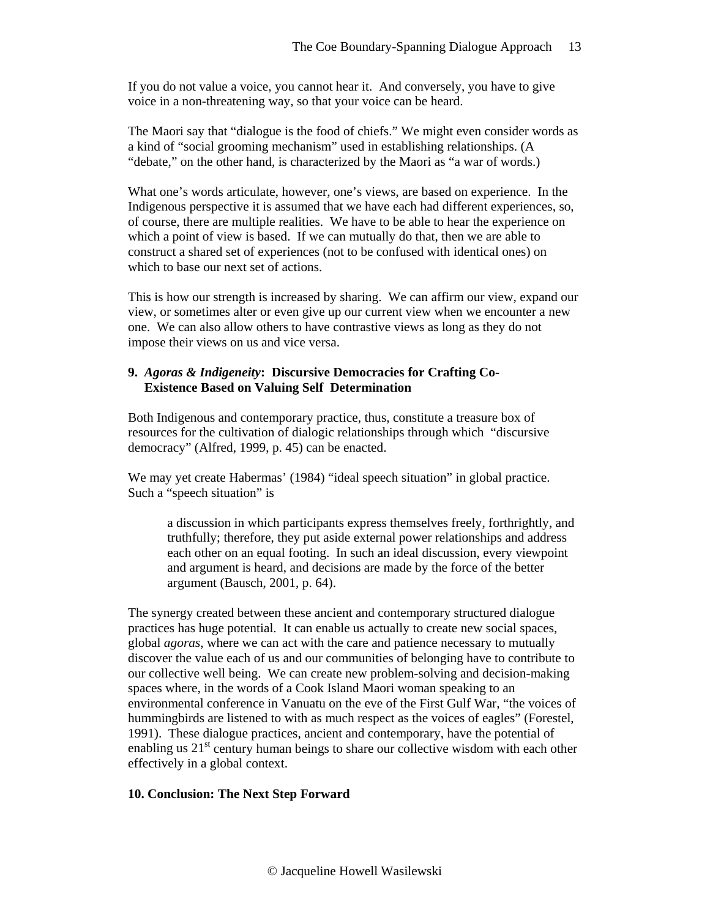If you do not value a voice, you cannot hear it. And conversely, you have to give voice in a non-threatening way, so that your voice can be heard.

The Maori say that "dialogue is the food of chiefs." We might even consider words as a kind of "social grooming mechanism" used in establishing relationships. (A "debate," on the other hand, is characterized by the Maori as "a war of words.)

What one's words articulate, however, one's views, are based on experience. In the Indigenous perspective it is assumed that we have each had different experiences, so, of course, there are multiple realities. We have to be able to hear the experience on which a point of view is based. If we can mutually do that, then we are able to construct a shared set of experiences (not to be confused with identical ones) on which to base our next set of actions.

This is how our strength is increased by sharing. We can affirm our view, expand our view, or sometimes alter or even give up our current view when we encounter a new one. We can also allow others to have contrastive views as long as they do not impose their views on us and vice versa.

### 9. *Agoras & Indigeneity*: Discursive Democracies for Crafting Co-Existence Based on Valuing Self Determination

Both Indigenous and contemporary practice, thus, constitute a treasure box of resources for the cultivation of dialogic relationships through which "discursive democracy" (Alfred, 1999, p. 45) can be enacted.

We may yet create Habermas' (1984) "ideal speech situation" in global practice. Such a "speech situation" is

> a discussion in which participants express themselves freely, forthrightly, and truthfully; therefore, they put aside external power relationships and address each other on an equal footing. In such an ideal discussion, every viewpoint and argument is heard, and decisions are made by the force of the better argument (Bausch, 2001, p. 64).

The synergy created between these ancient and contemporary structured dialogue practices has huge potential. It can enable us actually to create new social spaces, global *agoras*, where we can act with the care and patience necessary to mutually discover the value each of us and our communities of belonging have to contribute to our collective well being. We can create new problem-solving and decision-making spaces where, in the words of a Cook Island Maori woman speaking to an environmental conference in Vanuatu on the eve of the First Gulf War, "the voices of hummingbirds are listened to with as much respect as the voices of eagles" (Forestel, 1991). These dialogue practices, ancient and contemporary, have the potential of enabling us 21st century human beings to share our collective wisdom with each other effectively in a global context.

### 10. Conclusion: The Next Step Forward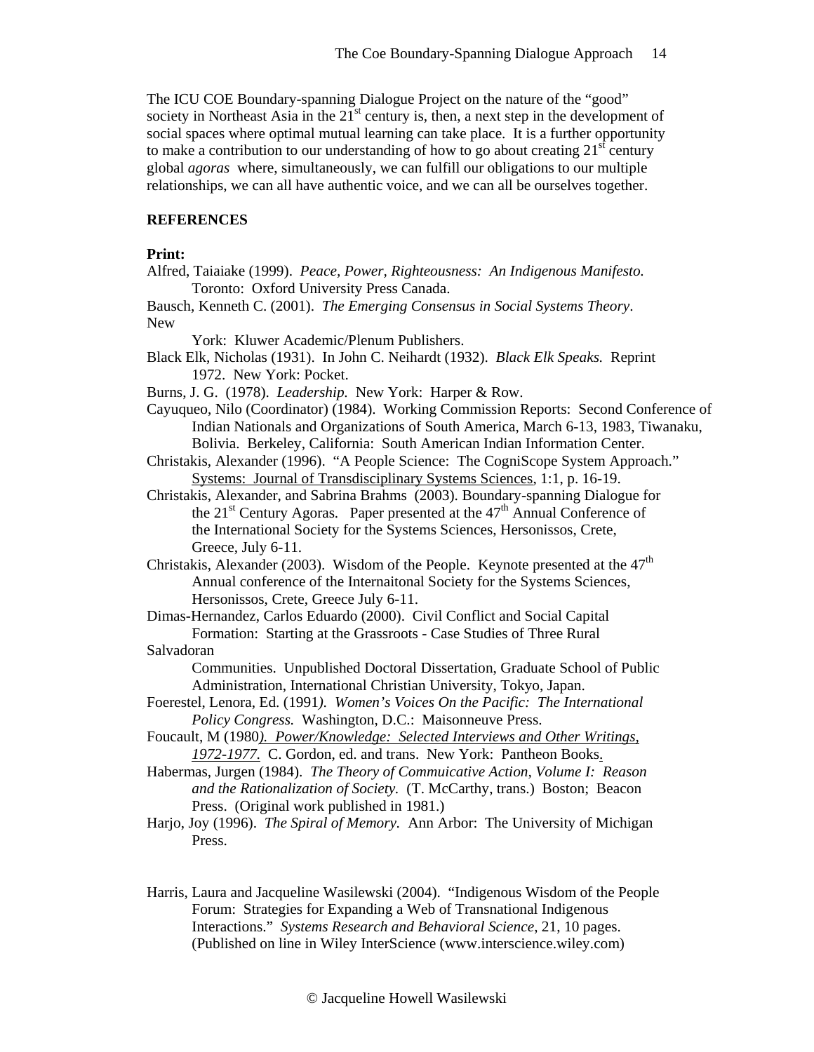The ICU COE Boundary-spanning Dialogue Project on the nature of the "good" society in Northeast Asia in the 21st century is, then, a next step in the development of social spaces where optimal mutual learning can take place. It is a further opportunity to make a contribution to our understanding of how to go about creating 21st century global *agoras* where, simultaneously, we can fulfill our obligations to our multiple relationships, we can all have authentic voice, and we can all be ourselves together.

## REFERENCES

**Print:**

Alfred, Taiaiake (1999). *Peace, Power, Righteousness: An Indigenous Manifesto.* Toronto: Oxford University Press Canada.

Bausch, Kenneth C. (2001). *The Emerging Consensus in Social Systems Theory*. New York: Kluwer Academic/Plenum Publishers.

Black Elk, Nicholas (1931). In John C. Neihardt (1932). *Black Elk Speaks.* Reprint 1972. New York: Pocket.

Burns, J. G. (1978). *Leadership.* New York: Harper & Row.

Cayuqueo, Nilo (Coordinator) (1984). Working Commission Reports: Second Conference of Indian Nationals and Organizations of South America, March 6-13, 1983, Tiwanaku, Bolivia. Berkeley, California: South American Indian Information Center.

Christakis, Alexander (1996). "A People Science: The CogniScope System Approach." Systems: Journal of Transdisciplinary Systems Sciences, 1:1, p. 16-19.

Christakis, Alexander, and Sabrina Brahms (2003). Boundary-spanning Dialogue for the 21st Century Agoras. Paper presented at the 47th Annual Conference of the International Society for the Systems Sciences, Hersonissos, Crete, Greece, July 6-11.

Christakis, Alexander (2003). Wisdom of the People. Keynote presented at the 47th Annual conference of the Internaitonal Society for the Systems Sciences, Hersonissos, Crete, Greece July 6-11.

Dimas-Hernandez, Carlos Eduardo (2000). Civil Conflict and Social Capital Formation: Starting at the Grassroots - Case Studies of Three Rural Salvadoran Communities. Unpublished Doctoral Dissertation, Graduate School of Public Administration, International Christian University, Tokyo, Japan.

Foerestel, Lenora, Ed. (1991). *Women's Voices On the Pacific: The International Policy Congress.* Washington, D.C.: Maisonneuve Press.

Foucault, M (1980). *Power/Knowledge: Selected Interviews and Other Writings, 1972-1977.* C. Gordon, ed. and trans. New York: Pantheon Books.

Habermas, Jurgen (1984). *The Theory of Commuicative Action, Volume I: Reason and the Rationalization of Society.* (T. McCarthy, trans.) Boston; Beacon Press. (Original work published in 1981.)

Harjo, Joy (1996). *The Spiral of Memory.* Ann Arbor: The University of Michigan Press.

Harris, Laura and Jacqueline Wasilewski (2004). "Indigenous Wisdom of the People Forum: Strategies for Expanding a Web of Transnational Indigenous Interactions." *Systems Research and Behavioral Science*, 21, 10 pages. (Published on line in Wiley InterScience (www.interscience.wiley.com)

© Jacqueline Howell Wasilewski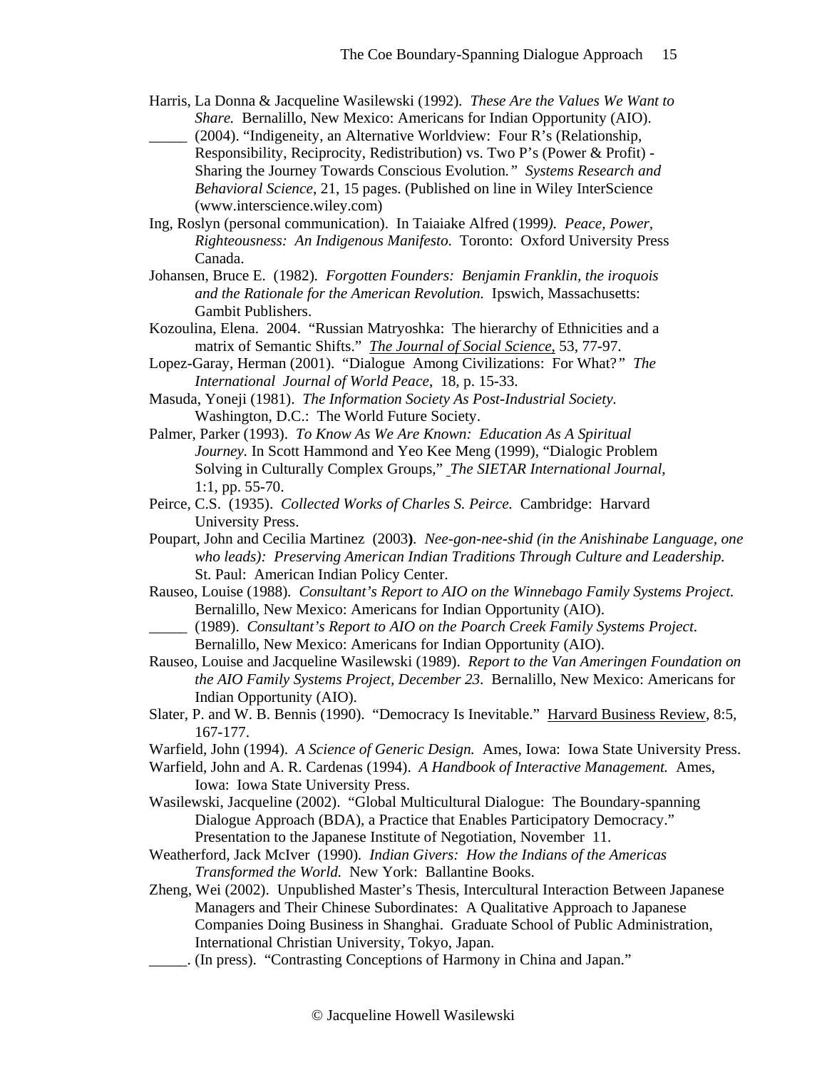Harris, La Donna & Jacqueline Wasilewski (1992). *These Are the Values We Want to Share.* Bernalillo, New Mexico: Americans for Indian Opportunity (AIO).

_____ (2004). "Indigeneity, an Alternative Worldview: Four R's (Relationship, Responsibility, Reciprocity, Redistribution) vs. Two P's (Power & Profit) - Sharing the Journey Towards Conscious Evolution." *Systems Research and Behavioral Science*, 21, 15 pages. (Published on line in Wiley InterScience (www.interscience.wiley.com)

Ing, Roslyn (personal communication). In Taiaiake Alfred (1999). *Peace, Power, Righteousness: An Indigenous Manifesto*. Toronto: Oxford University Press Canada.

Johansen, Bruce E. (1982). *Forgotten Founders: Benjamin Franklin, the iroquois and the Rationale for the American Revolution.* Ipswich, Massachusetts: Gambit Publishers.

Kozoulina, Elena. 2004. "Russian Matryoshka: The hierarchy of Ethnicities and a matrix of Semantic Shifts." The Journal of Social Science, 53, 77-97.

Lopez-Garay, Herman (2001). "Dialogue Among Civilizations: For What?" *The International Journal of World Peace*, 18, p. 15-33.

Masuda, Yoneji (1981). *The Information Society As Post-Industrial Society*. Washington, D.C.: The World Future Society.

Palmer, Parker (1993). *To Know As We Are Known: Education As A Spiritual Journey*. In Scott Hammond and Yeo Kee Meng (1999), "Dialogic Problem Solving in Culturally Complex Groups," *The SIETAR International Journal*, 1:1, pp. 55-70.

Peirce, C.S. (1935). *Collected Works of Charles S. Peirce.* Cambridge: Harvard University Press.

Poupart, John and Cecilia Martinez (2003). *Nee-gon-nee-shid (in the Anishinabe Language, one who leads): Preserving American Indian Traditions Through Culture and Leadership.* St. Paul: American Indian Policy Center.

Rauseo, Louise (1988). *Consultant's Report to AIO on the Winnebago Family Systems Project.* Bernalillo, New Mexico: Americans for Indian Opportunity (AIO).

_____ (1989). *Consultant's Report to AIO on the Poarch Creek Family Systems Project*. Bernalillo, New Mexico: Americans for Indian Opportunity (AIO).

Rauseo, Louise and Jacqueline Wasilewski (1989). *Report to the Van Ameringen Foundation on the AIO Family Systems Project, December 23*. Bernalillo, New Mexico: Americans for Indian Opportunity (AIO).

Slater, P. and W. B. Bennis (1990). "Democracy Is Inevitable." Harvard Business Review, 8:5, 167-177.

Warfield, John (1994). *A Science of Generic Design.* Ames, Iowa: Iowa State University Press.

Warfield, John and A. R. Cardenas (1994). *A Handbook of Interactive Management.* Ames, Iowa: Iowa State University Press.

Wasilewski, Jacqueline (2002). "Global Multicultural Dialogue: The Boundary-spanning Dialogue Approach (BDA), a Practice that Enables Participatory Democracy." Presentation to the Japanese Institute of Negotiation, November 11.

Weatherford, Jack McIver (1990). *Indian Givers: How the Indians of the Americas Transformed the World.* New York: Ballantine Books.

Zheng, Wei (2002). Unpublished Master's Thesis, Intercultural Interaction Between Japanese Managers and Their Chinese Subordinates: A Qualitative Approach to Japanese Companies Doing Business in Shanghai. Graduate School of Public Administration, International Christian University, Tokyo, Japan.

_____. (In press). "Contrasting Conceptions of Harmony in China and Japan."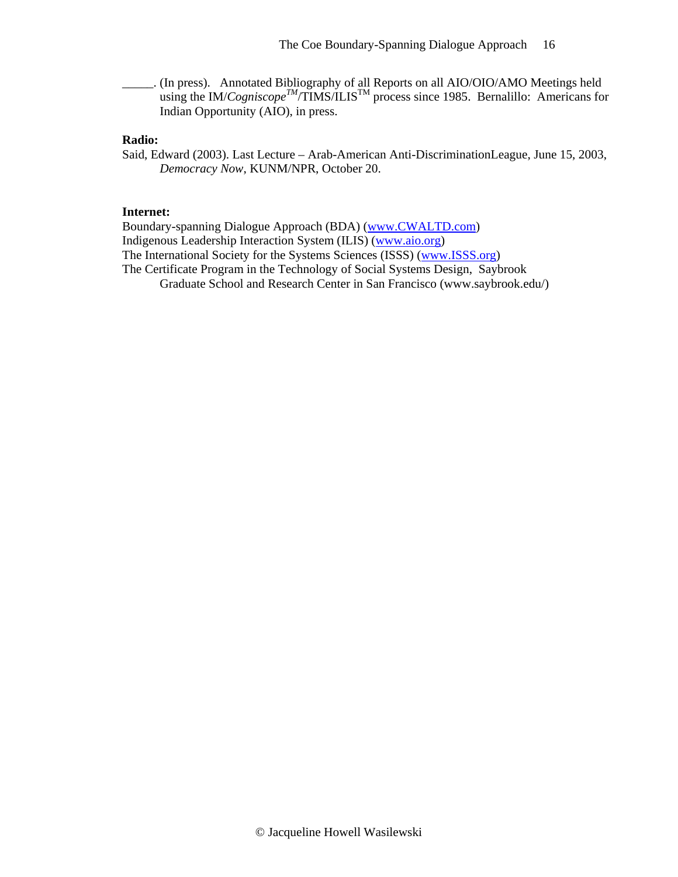_____. (In press). Annotated Bibliography of all Reports on all AIO/OIO/AMO Meetings held using the IM/*Cogniscope*[TM]/TIMS/ILIS[TM] process since 1985. Bernalillo: Americans for Indian Opportunity (AIO), in press.

**Radio:**

Said, Edward (2003). Last Lecture – Arab-American Anti-DiscriminationLeague, June 15, 2003, *Democracy Now*, KUNM/NPR, October 20.

**Internet:**

Boundary-spanning Dialogue Approach (BDA) (www.CWALTD.com)
Indigenous Leadership Interaction System (ILIS) (www.aio.org)
The International Society for the Systems Sciences (ISSS) (www.ISSS.org)
The Certificate Program in the Technology of Social Systems Design, Saybrook Graduate School and Research Center in San Francisco (www.saybrook.edu/)

© Jacqueline Howell Wasilewski